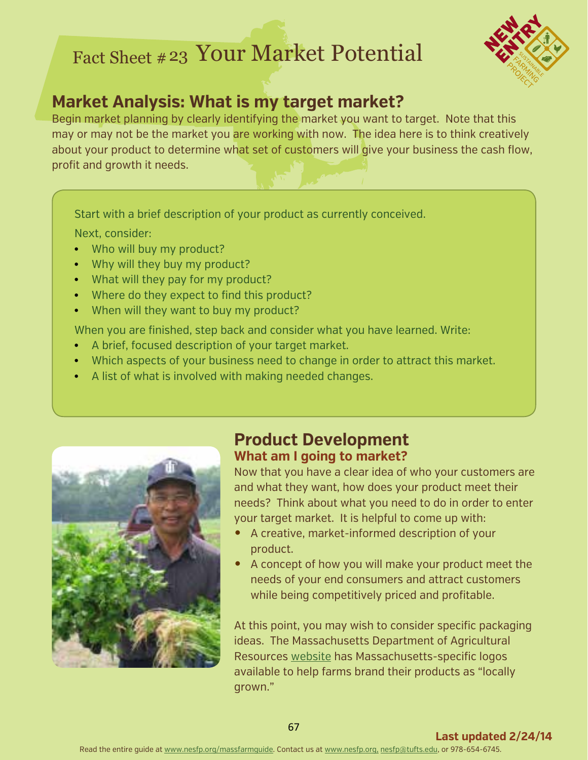# Fact Sheet # 23 Your Market Potential

## Market Analysis: What is my target market?

Begin market planning by clearly identifying the market you want to target. Note that this may or may not be the market you are working with now. The idea here is to think creatively about your product to determine what set of customers will give your business the cash flow, profit and growth it needs.

Start with a brief description of your product as currently conceived.

Next, consider:

- Who will buy my product?
- Why will they buy my product?
- What will they pay for my product?
- Where do they expect to find this product?
- When will they want to buy my product?

When you are finished, step back and consider what you have learned. Write:

- A brief, focused description of your target market.
- Which aspects of your business need to change in order to attract this market.
- A list of what is involved with making needed changes.

## Product Development

### What am I going to market?

Now that you have a clear idea of who your customers are and what they want, how does your product meet their needs? Think about what you need to do in order to enter your target market. It is helpful to come up with:

- A creative, market-informed description of your product.
- A concept of how you will make your product meet the needs of your end consumers and attract customers while being competitively priced and profitable.

At this point, you may wish to consider specific packaging ideas. The Massachusetts Department of Agricultural Resources website has Massachusetts-specific logos available to help farms brand their products as "locally grown."

Last updated 2/24/14

Read the entire guide at www.nesfp.org/massfarmguide. Contact us at www.nesfp.org, nesfp@tufts.edu, or 978-654-6745.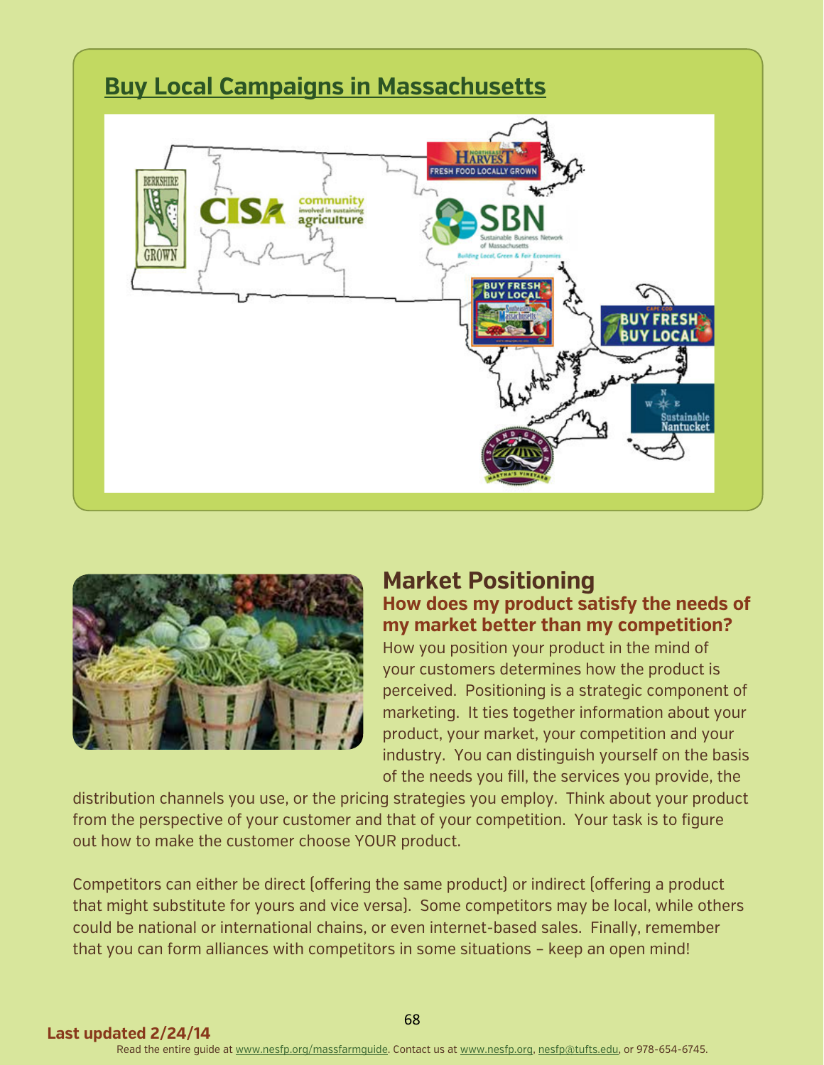## Buy Local Campaigns in Massachusetts

## Market Positioning

### How does my product satisfy the needs of my market better than my competition?

How you position your product in the mind of your customers determines how the product is perceived. Positioning is a strategic component of marketing. It ties together information about your product, your market, your competition and your industry. You can distinguish yourself on the basis of the needs you fill, the services you provide, the distribution channels you use, or the pricing strategies you employ. Think about your product from the perspective of your customer and that of your competition. Your task is to figure out how to make the customer choose YOUR product.

Competitors can either be direct (offering the same product) or indirect (offering a product that might substitute for yours and vice versa). Some competitors may be local, while others could be national or international chains, or even internet-based sales. Finally, remember that you can form alliances with competitors in some situations – keep an open mind!

**Last updated 2/24/14**

Read the entire guide at www.nesfp.org/massfarmguide. Contact us at www.nesfp.org, nesfp@tufts.edu, or 978-654-6745.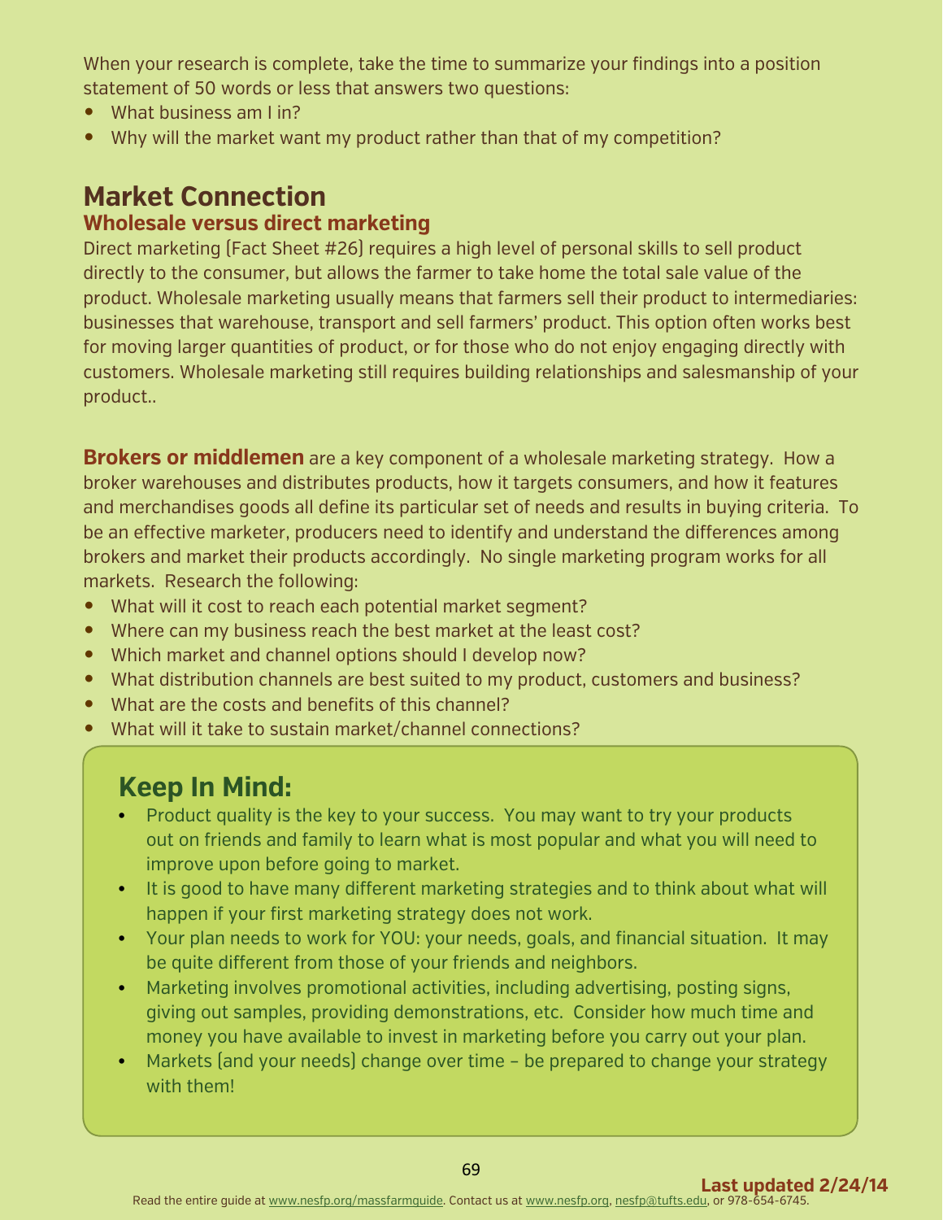When your research is complete, take the time to summarize your findings into a position statement of 50 words or less that answers two questions:

- What business am I in?
- Why will the market want my product rather than that of my competition?

## Market Connection

### Wholesale versus direct marketing

Direct marketing (Fact Sheet #26) requires a high level of personal skills to sell product directly to the consumer, but allows the farmer to take home the total sale value of the product. Wholesale marketing usually means that farmers sell their product to intermediaries: businesses that warehouse, transport and sell farmers' product. This option often works best for moving larger quantities of product, or for those who do not enjoy engaging directly with customers. Wholesale marketing still requires building relationships and salesmanship of your product..

**Brokers or middlemen** are a key component of a wholesale marketing strategy. How a broker warehouses and distributes products, how it targets consumers, and how it features and merchandises goods all define its particular set of needs and results in buying criteria. To be an effective marketer, producers need to identify and understand the differences among brokers and market their products accordingly. No single marketing program works for all markets. Research the following:

- What will it cost to reach each potential market segment?
- Where can my business reach the best market at the least cost?
- Which market and channel options should I develop now?
- What distribution channels are best suited to my product, customers and business?
- What are the costs and benefits of this channel?
- What will it take to sustain market/channel connections?

### Keep In Mind:

- Product quality is the key to your success. You may want to try your products out on friends and family to learn what is most popular and what you will need to improve upon before going to market.
- It is good to have many different marketing strategies and to think about what will happen if your first marketing strategy does not work.
- Your plan needs to work for YOU: your needs, goals, and financial situation. It may be quite different from those of your friends and neighbors.
- Marketing involves promotional activities, including advertising, posting signs, giving out samples, providing demonstrations, etc. Consider how much time and money you have available to invest in marketing before you carry out your plan.
- Markets (and your needs) change over time – be prepared to change your strategy with them!